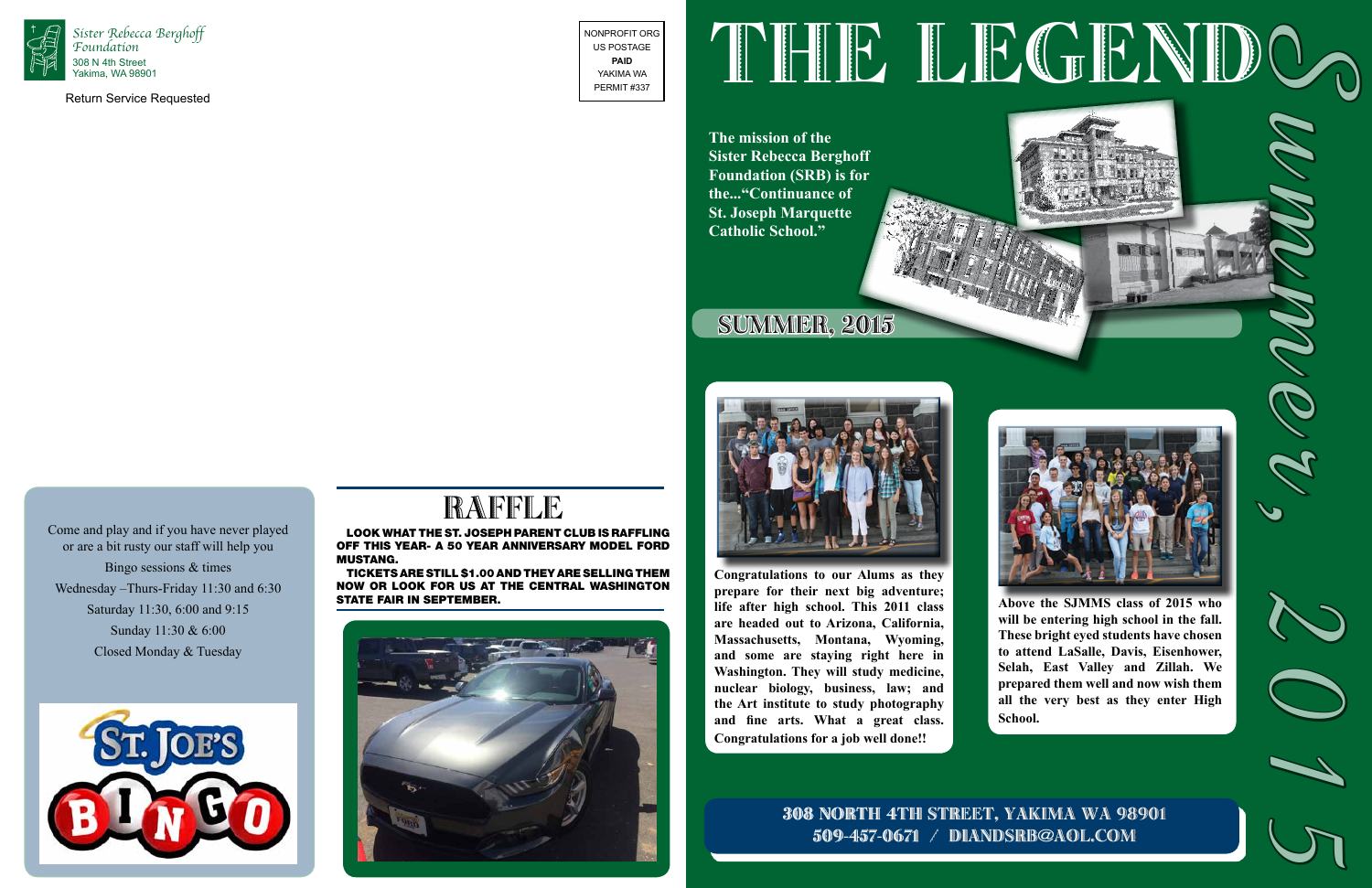Sister Rebecca Berghoff Foundation
308 N 4th Street
Yakima, WA 98901

Return Service Requested

NONPROFIT ORG
US POSTAGE
**PAID**
YAKIMA WA
PERMIT #337

Come and play and if you have never played or are a bit rusty our staff will help you

Bingo sessions & times

Wednesday –Thurs-Friday 11:30 and 6:30

Saturday 11:30, 6:00 and 9:15

Sunday 11:30 & 6:00

Closed Monday & Tuesday

ST. JOE'S BINGO

# RAFFLE

**LOOK WHAT THE ST. JOSEPH PARENT CLUB IS RAFFLING OFF THIS YEAR- A 50 YEAR ANNIVERSARY MODEL FORD MUSTANG.**

**TICKETS ARE STILL $1.00 AND THEY ARE SELLING THEM NOW OR LOOK FOR US AT THE CENTRAL WASHINGTON STATE FAIR IN SEPTEMBER.**

# THE LEGEND

*Summer, 2015*

**The mission of the Sister Rebecca Berghoff Foundation (SRB) is for the..."Continuance of St. Joseph Marquette Catholic School."**

## SUMMER, 2015

**Congratulations to our Alums as they prepare for their next big adventure; life after high school. This 2011 class are headed out to Arizona, California, Massachusetts, Montana, Wyoming, and some are staying right here in Washington. They will study medicine, nuclear biology, business, law; and the Art institute to study photography and fine arts. What a great class. Congratulations for a job well done!!**

**Above the SJMMS class of 2015 who will be entering high school in the fall. These bright eyed students have chosen to attend LaSalle, Davis, Eisenhower, Selah, East Valley and Zillah. We prepared them well and now wish them all the very best as they enter High School.**

**308 NORTH 4TH STREET, YAKIMA WA 98901**
**509-457-0671 / DIANDSRB@AOL.COM**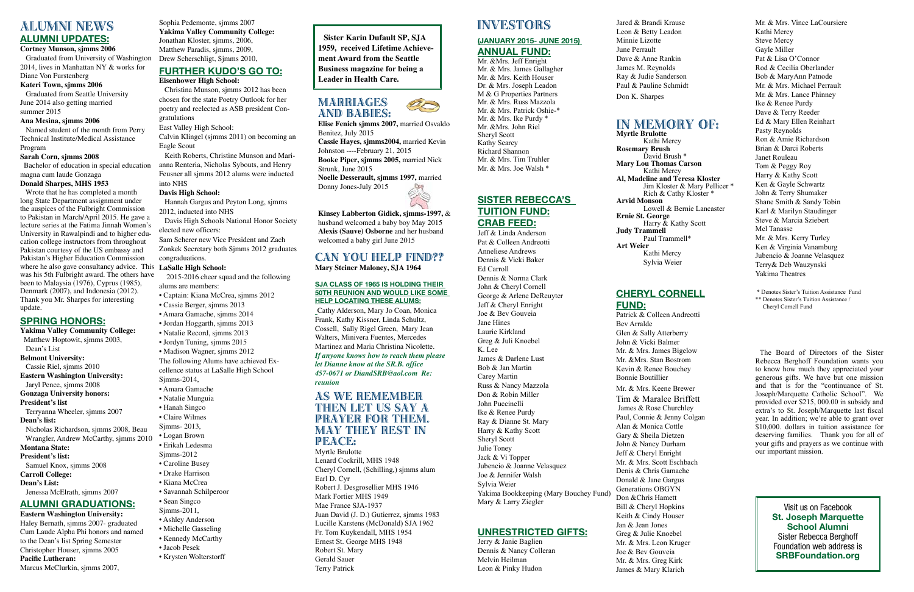# ALUMNI NEWS

## ALUMNI UPDATES:

**Cortney Munson, sjmms 2006**

Graduated from University of Washington 2014, lives in Manhattan NY & works for Diane Von Furstenberg

**Kateri Town, sjmms 2006**

Graduated from Seattle University June 2014 also getting married summer 2015

**Ana Mesina, sjmms 2006**

Named student of the month from Perry Technical Institute/Medical Assistance Program

**Sarah Corn, sjmms 2008**

Bachelor of education in special education magna cum laude Gonzaga

**Donald Sharpes, MHS 1953**

Wrote that he has completed a month long State Department assignment under the auspices of the Fulbright Commission to Pakistan in March/April 2015. He gave a lecture series at the Fatima Jinnah Women's University in Rawalpindi and to higher education college instructors from throughout Pakistan courtesy of the US embassy and Pakistan's Higher Education Commission where he also gave consultancy advice. This was his 5th Fulbright award. The others have been to Malaysia (1976), Cyprus (1985), Denmark (2007), and Indonesia (2012). Thank you Mr. Sharpes for interesting update.

## SPRING HONORS:

**Yakima Valley Community College:**
Matthew Hoptowit, sjmms 2003, Dean's List

**Belmont University:**
Cassie Riel, sjmms 2010

**Eastern Washington University:**
Jaryl Pence, sjmms 2008

**Gonzaga University honors:**

**President's list**
Terryanna Wheeler, sjmms 2007

**Dean's list:**
Nicholas Richardson, sjmms 2008, Beau Wrangler, Andrew McCarthy, sjmms 2010

**Montana State:**

**President's list:**
Samuel Knox, sjmms 2008

**Carroll College:**

**Dean's List:**
Jenessa McElrath, sjmms 2007

## ALUMNI GRADUATIONS:

**Eastern Washington University:**
Haley Bernath, sjmms 2007- graduated Cum Laude Alpha Phi honors and named to the Dean's list Spring Semester
Christopher Houser, sjmms 2005

**Pacific Lutheran:**
Marcus McClurkin, sjmms 2007,
Sophia Pedemonte, sjmms 2007

**Yakima Valley Community College:**
Jonathan Kloster, sjmms, 2006,
Matthew Paradis, sjmms, 2009,
Drew Scherschligt, Sjmms 2010,

## FURTHER KUDO'S GO TO:

**Eisenhower High School:**

Christina Munson, sjmms 2012 has been chosen for the state Poetry Outlook for her poetry and reelected as ASB president Congratulations

East Valley High School:
Calvin Klingel (sjmms 2011) on becoming an Eagle Scout

Keith Roberts, Christine Munson and Marianna Renteria, Nicholas Sybouts, and Henry Feusner all sjmms 2012 alums were inducted into NHS

**Davis High School:**

Hannah Gargus and Peyton Long, sjmms 2012, inducted into NHS

Davis High Schools National Honor Society elected new officers:
Sam Scherer new Vice President and Zach Zonkek Secretary both Sjmms 2012 graduates congraduations.

**LaSalle High School:**

2015-2016 cheer squad and the following alums are members:

- Captain: Kiana McCrea, sjmms 2012
- Cassie Berger, sjmms 2013
- Amara Gamache, sjmms 2014
- Jordan Hoggarth, sjmms 2013
- Natalie Record, sjmms 2013
- Jordyn Tuning, sjmms 2015
- Madison Wagner, sjmms 2012

The following Alums have achieved Excellence status at LaSalle High School

Sjmms-2014,
- Amara Gamache
- Natalie Munguia
- Hanah Singco
- Claire Wilmes

Sjmms- 2013,
- Logan Brown
- Erikah Ledesma

Sjmms-2012
- Caroline Busey
- Drake Harrison
- Kiana McCrea
- Savannah Schilperoor
- Sean Singco

Sjmms-2011,
- Ashley Anderson
- Michelle Gasseling
- Kennedy McCarthy
- Jacob Pesek
- Krysten Wolterstorff

**Sister Karin Dufault SP, SJA 1959, received Lifetime Achievement Award from the Seattle Business magazine for being a Leader in Health Care.**

# MARRIAGES AND BABIES:

**Elise Fenich sjmms 2007,** married Osvaldo Benitez, July 2015
**Cassie Hayes, sjmms2004,** married Kevin Johnston ----February 21, 2015
**Booke Piper, sjmms 2005,** married Nick Strunk, June 2015
**Noelle Desgroseillier, sjmms 1997,** married Donny Jones-July 2015

**Kinsey Labberton Gidick, sjmms-1997,** & husband welcomed a baby boy May 2015
**Alexis (Sauve) Osborne** and her husband welcomed a baby girl June 2015

# CAN YOU HELP FIND??

**Mary Steiner Maloney, SJA 1964**

**SJA CLASS OF 1965 IS HOLDING THEIR 50TH REUNION AND WOULD LIKE SOME HELP LOCATING THESE ALUMS:**

Cathy Alderson, Mary Jo Coan, Monica Frank, Kathy Kissner, Linda Schultz, Cossell, Sally Rigel Green, Mary Jean Walters, Minivera Fuentes, Mercedes Martinez and Maria Christina Nicolette.
*If anyone knows how to reach them please let Dianne know at the SR.B. office 457-0671 or DiandSRB@aol.com Re: reunion*

# AS WE REMEMBER THEN LET US SAY A PRAYER FOR THEM. MAY THEY REST IN PEACE:

Myrtle Brulotte
Lenard Cockrill, MHS 1948
Cheryl Cornell, (Schilling,) sjmms alum
Earl D. Cyr
Robert J. Desgrosellier MHS 1946
Mark Fortier MHS 1949
Mae France SJA-1937
Juan David (J. D.) Gutierrez, sjmms 1983
Lucille Karstens (McDonald) SJA 1962
Fr. Tom Kuykendall, MHS 1954
Ernest St. George MHS 1948
Robert St. Mary
Gerald Sauer
Terry Patrick

# INVESTORS

## (JANUARY 2015- JUNE 2015)

## ANNUAL FUND:

Mr. &Mrs. Jeff Enright
Mr. & Mrs. James Gallagher
Mr. & Mrs. Keith Houser
Dr. & Mrs. Joseph Leadon
M & G Properties Partners
Mr. & Mrs. Russ Mazzola
Mr. & Mrs. Patrick Oshie-*
Mr. & Mrs. Ike Purdy *
Mr. &Mrs. John Riel
Sheryl Scott
Kathy Searcy
Richard Shannon
Mr. & Mrs. Tim Truhler
Mr. & Mrs. Joe Walsh *

## SISTER REBECCA'S TUITION FUND: CRAB FEED:

Jeff & Linda Anderson
Pat & Colleen Andreotti
Anneliese Andrews
Dennis & Vicki Baker
Ed Carroll
Dennis & Norma Clark
John & Cheryl Cornell
George & Arlene DeReuyter
Jeff & Cheryl Enright
Joe & Bev Gouveia
Jane Hines
Laurie Kirkland
Greg & Juli Knoebel
K. Lee
James & Darlene Lust
Bob & Jan Martin
Carey Martin
Russ & Nancy Mazzola
Don & Robin Miller
John Puccinelli
Ike & Renee Purdy
Ray & Dianne St. Mary
Harry & Kathy Scott
Sheryl Scott
Julie Toney
Jack & Vi Topper
Jubencio & Joanne Velasquez
Joe & Jennifer Walsh
Sylvia Weier
Yakima Bookkeeping (Mary Bouchey Fund)
Mary & Larry Ziegler

## UNRESTRICTED GIFTS:

Jerry & Janie Baglien
Dennis & Nancy Colleran
Melvin Heilman
Leon & Pinky Hudon
Jared & Brandi Krause
Leon & Betty Leadon
Minnie Lizotte
June Perrault
Dave & Anne Rankin
James M. Reynolds
Ray & Judie Sanderson
Paul & Pauline Schmidt
Don K. Sharpes

# IN MEMORY OF:

**Myrtle Brulotte**
Kathi Mercy
**Rosemary Brush**
David Brush *
**Mary Lou Thomas Carson**
Kathi Mercy
**Al, Madeline and Teresa Kloster**
Jim Kloster & Mary Pellicer *
Rich & Cathy Kloster *
**Arvid Monson**
Lowell & Bernie Lancaster
**Ernie St. George**
Harry & Kathy Scott
**Judy Trammell**
Paul Trammell*
**Art Weier**
Kathi Mercy
Sylvia Weier

## CHERYL CORNELL FUND:

Patrick & Colleen Andreotti
Bev Arralde
Glen & Sally Atterberry
John & Vicki Balmer
Mr. & Mrs. James Bigelow
Mr. &Mrs. Stan Bostrom
Kevin & Renee Bouchey
Bonnie Boutillier
Mr. & Mrs. Keene Brewer
Tim & Maralee Briffett
James & Rose Churchley
Paul, Connie & Jenny Colgan
Alan & Monica Cottle
Gary & Sheila Dietzen
John & Nancy Durham
Jeff & Cheryl Enright
Mr. & Mrs. Scott Eschbach
Denis & Chris Gamache
Donald & Jane Gargus
Generations OBGYN
Don &Chris Hamett
Bill & Cheryl Hopkins
Keith & Cindy Houser
Jan & Jean Jones
Greg & Julie Knoebel
Mr. & Mrs. Leon Kruger
Joe & Bev Gouveia
Mr. & Mrs. Greg Kirk
James & Mary Klarich
Mr. & Mrs. Vince LaCoursiere
Kathi Mercy
Steve Mercy
Gayle Miller
Pat & Lisa O'Connor
Rod & Cecilia Oberlander
Bob & MaryAnn Patnode
Mr. & Mrs. Michael Perrault
Mr. & Mrs. Lance Phinney
Ike & Renee Purdy
Dave & Terry Reeder
Ed & Mary Ellen Reinhart
Pasty Reynolds
Ron & Amie Richardson
Brian & Darci Roberts
Janet Rouleau
Tom & Peggy Roy
Harry & Kathy Scott
Ken & Gayle Schwartz
John & Terry Shumaker
Shane Smith & Sandy Tobin
Karl & Marilyn Staudinger
Steve & Marcia Sziebert
Mel Tanasse
Mr. & Mrs. Kerry Turley
Ken & Virginia Vanamburg
Jubencio & Joanne Velasquez
Terry& Deb Wauzynski
Yakima Theatres

\* Denotes Sister's Tuition Assistance Fund
\*\* Denotes Sister's Tuition Assistance / Cheryl Cornell Fund

The Board of Directors of the Sister Rebecca Berghoff Foundation wants you to know how much they appreciated your generous gifts. We have but one mission and that is for the "continuance of St. Joseph/Marquette Catholic School". We provided over $215, 000.00 in subsidy and extra's to St. Joseph/Marquette last fiscal year. In addition; we're able to grant over $10,000. dollars in tuition assistance for deserving families. Thank you for all of your gifts and prayers as we continue with our important mission.

Visit us on Facebook
**St. Joseph Marquette School Alumni**
Sister Rebecca Berghoff Foundation web address is
**SRBFoundation.org**